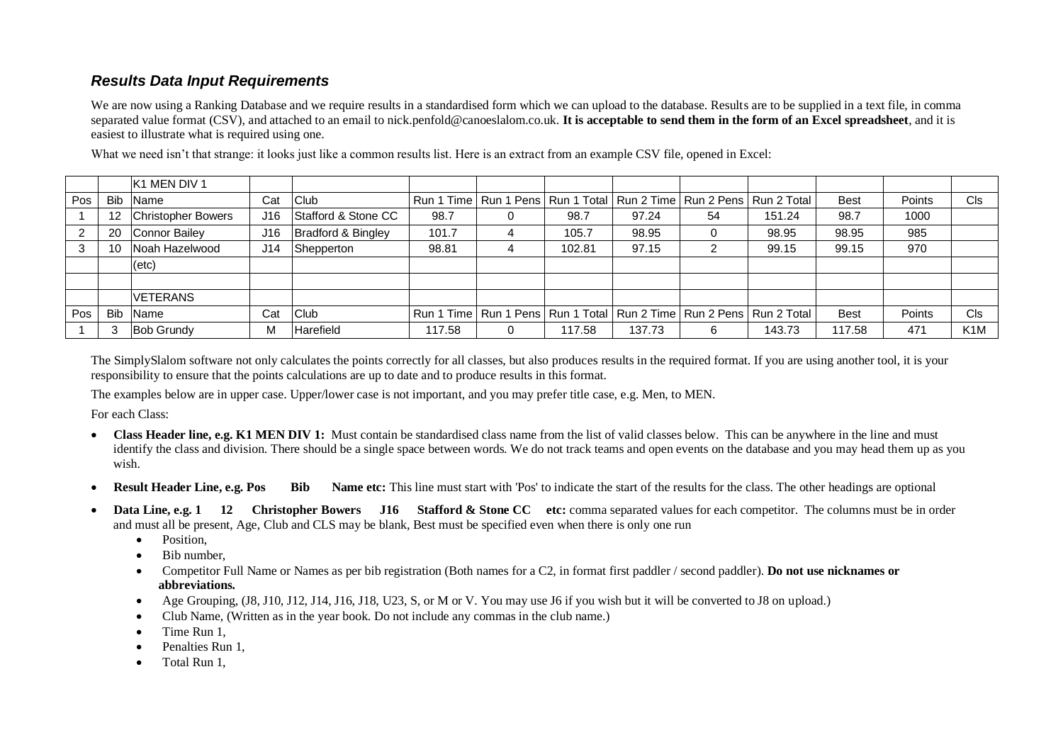## *Results Data Input Requirements*

We are now using a Ranking Database and we require results in a standardised form which we can upload to the database. Results are to be supplied in a text file, in comma separated value format (CSV), and attached to an email to nick.penfold@canoeslalom.co.uk. **It is acceptable to send them in the form of an Excel spreadsheet**, and it is easiest to illustrate what is required using one.

What we need isn't that strange: it looks just like a common results list. Here is an extract from an example CSV file, opened in Excel:

| | | K1 MEN DIV 1 | | | | | | | | | | | |
|---|---|---|---|---|---|---|---|---|---|---|---|---|---|
| Pos | Bib | Name | Cat | Club | Run 1 Time | Run 1 Pens | Run 1 Total | Run 2 Time | Run 2 Pens | Run 2 Total | Best | Points | Cls |
| 1 | 12 | Christopher Bowers | J16 | Stafford & Stone CC | 98.7 | 0 | 98.7 | 97.24 | 54 | 151.24 | 98.7 | 1000 | |
| 2 | 20 | Connor Bailey | J16 | Bradford & Bingley | 101.7 | 4 | 105.7 | 98.95 | 0 | 98.95 | 98.95 | 985 | |
| 3 | 10 | Noah Hazelwood | J14 | Shepperton | 98.81 | 4 | 102.81 | 97.15 | 2 | 99.15 | 99.15 | 970 | |
| | | (etc) | | | | | | | | | | | |
| | | | | | | | | | | | | | |
| | | VETERANS | | | | | | | | | | | |
| Pos | Bib | Name | Cat | Club | Run 1 Time | Run 1 Pens | Run 1 Total | Run 2 Time | Run 2 Pens | Run 2 Total | Best | Points | Cls |
| 1 | 3 | Bob Grundy | M | Harefield | 117.58 | 0 | 117.58 | 137.73 | 6 | 143.73 | 117.58 | 471 | K1M |

The SimplySlalom software not only calculates the points correctly for all classes, but also produces results in the required format. If you are using another tool, it is your responsibility to ensure that the points calculations are up to date and to produce results in this format.

The examples below are in upper case. Upper/lower case is not important, and you may prefer title case, e.g. Men, to MEN.

For each Class:

- **Class Header line, e.g. K1 MEN DIV 1:** Must contain be standardised class name from the list of valid classes below. This can be anywhere in the line and must identify the class and division. There should be a single space between words. We do not track teams and open events on the database and you may head them up as you wish.
- **Result Header Line, e.g. Pos Bib Name etc:** This line must start with 'Pos' to indicate the start of the results for the class. The other headings are optional
- **Data Line, e.g. 1 12 Christopher Bowers J16 Stafford & Stone CC etc:** comma separated values for each competitor. The columns must be in order and must all be present, Age, Club and CLS may be blank, Best must be specified even when there is only one run
  - Position,
  - Bib number,
  - Competitor Full Name or Names as per bib registration (Both names for a C2, in format first paddler / second paddler). **Do not use nicknames or abbreviations.**
  - Age Grouping, (J8, J10, J12, J14, J16, J18, U23, S, or M or V. You may use J6 if you wish but it will be converted to J8 on upload.)
  - Club Name, (Written as in the year book. Do not include any commas in the club name.)
  - Time Run 1,
  - Penalties Run 1,
  - Total Run 1,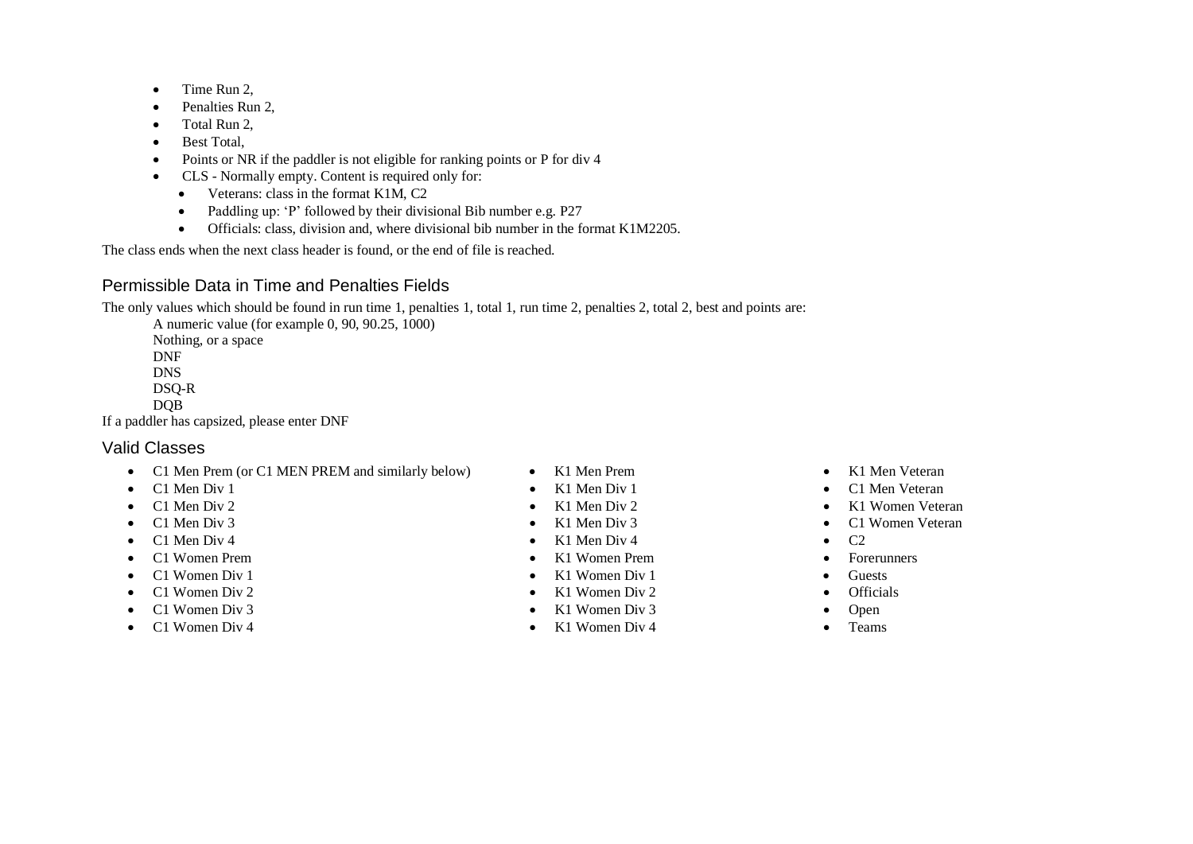- Time Run 2,
- Penalties Run 2,
- Total Run 2,
- Best Total,
- Points or NR if the paddler is not eligible for ranking points or P for div 4
- CLS - Normally empty. Content is required only for:
  - Veterans: class in the format K1M, C2
  - Paddling up: 'P' followed by their divisional Bib number e.g. P27
  - Officials: class, division and, where divisional bib number in the format K1M2205.

The class ends when the next class header is found, or the end of file is reached.

## Permissible Data in Time and Penalties Fields

The only values which should be found in run time 1, penalties 1, total 1, run time 2, penalties 2, total 2, best and points are:

A numeric value (for example 0, 90, 90.25, 1000)
Nothing, or a space
DNF
DNS
DSQ-R
DQB

If a paddler has capsized, please enter DNF

## Valid Classes

- C1 Men Prem (or C1 MEN PREM and similarly below)
- C1 Men Div 1
- C1 Men Div 2
- C1 Men Div 3
- C1 Men Div 4
- C1 Women Prem
- C1 Women Div 1
- C1 Women Div 2
- C1 Women Div 3
- C1 Women Div 4
- K1 Men Prem
- K1 Men Div 1
- K1 Men Div 2
- K1 Men Div 3
- K1 Men Div 4
- K1 Women Prem
- K1 Women Div 1
- K1 Women Div 2
- K1 Women Div 3
- K1 Women Div 4
- K1 Men Veteran
- C1 Men Veteran
- K1 Women Veteran
- C1 Women Veteran
- C2
- Forerunners
- Guests
- Officials
- Open
- Teams